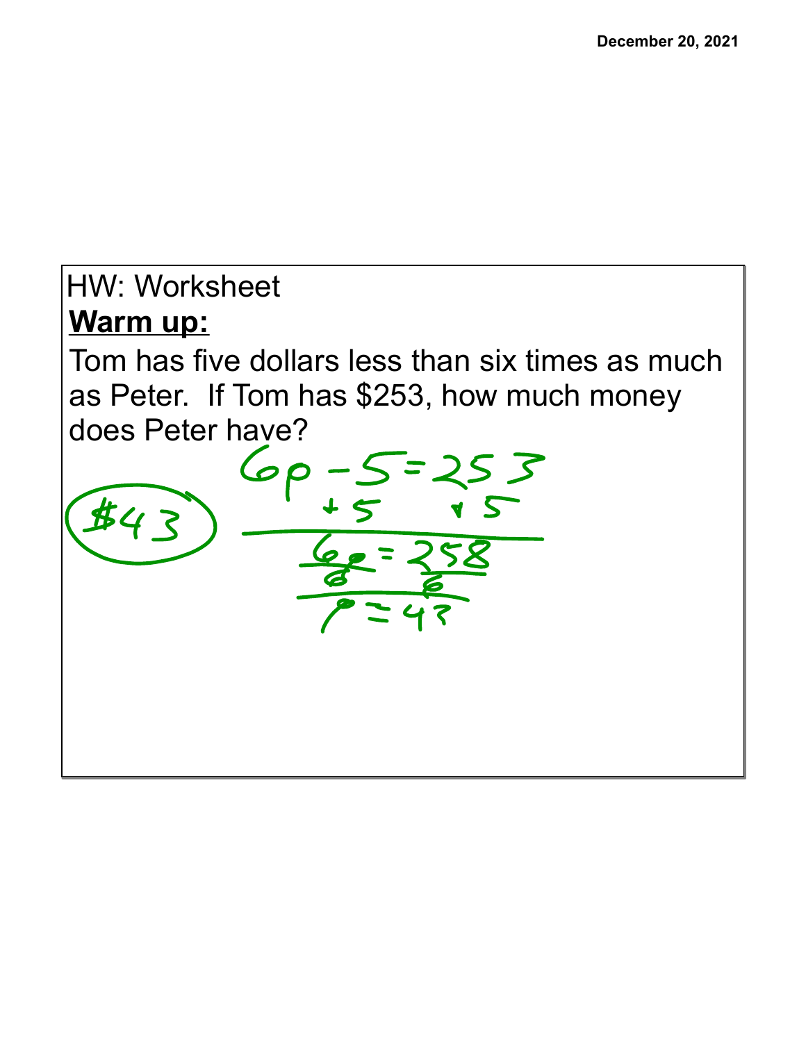December 20, 2021

HW: Worksheet

**Warm up:**

Tom has five dollars less than six times as much as Peter. If Tom has \$253, how much money does Peter have?

$$6p - 5 = 253$$

$$+5 \quad +5$$

$$6p = 258$$

$$\frac{6p}{6} = \frac{258}{6}$$

$$p = 43$$

**\$43**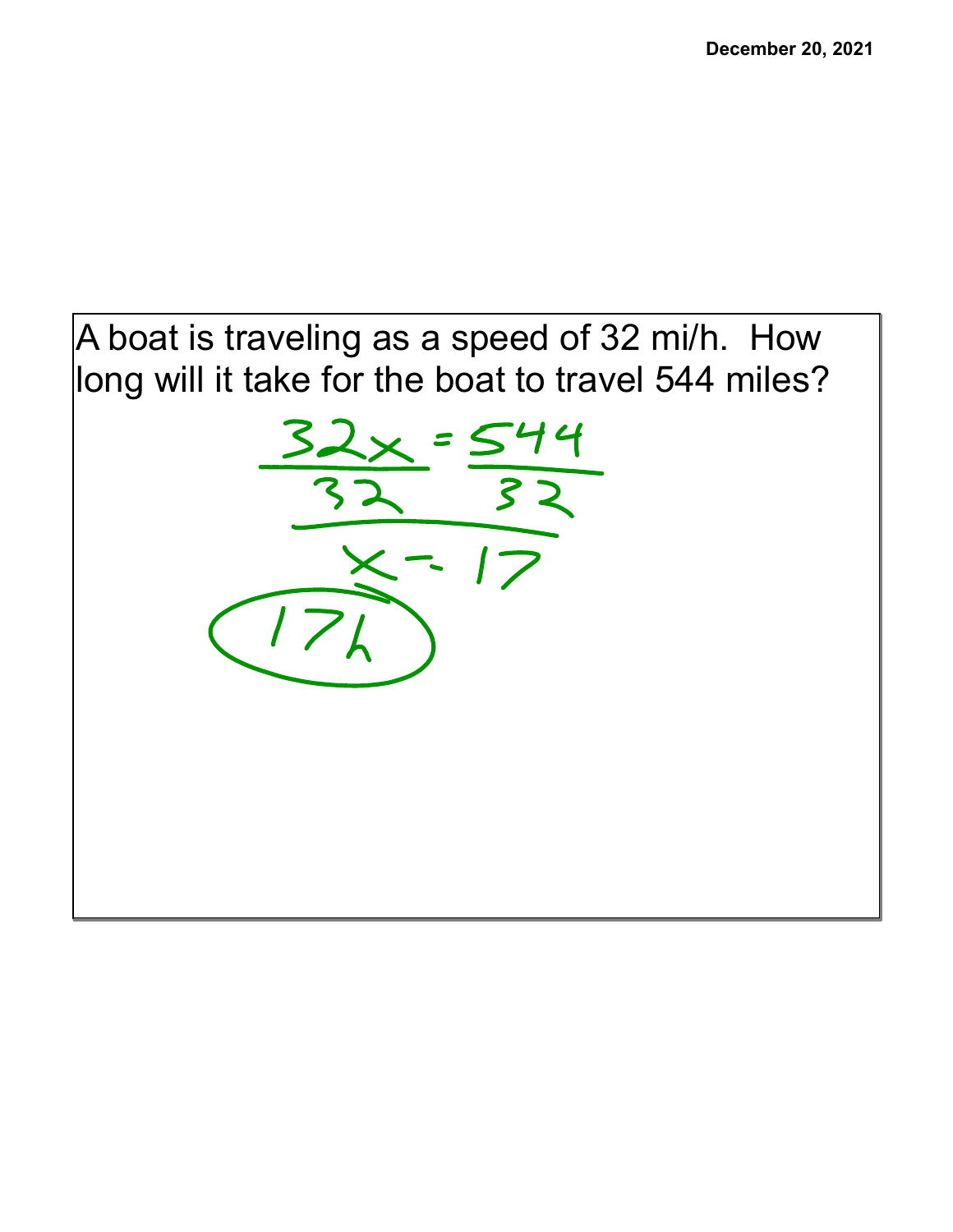A boat is traveling as a speed of 32 mi/h. How long will it take for the boat to travel 544 miles?

$$\frac{32x}{32} = \frac{544}{32}$$

$$x = 17$$

17h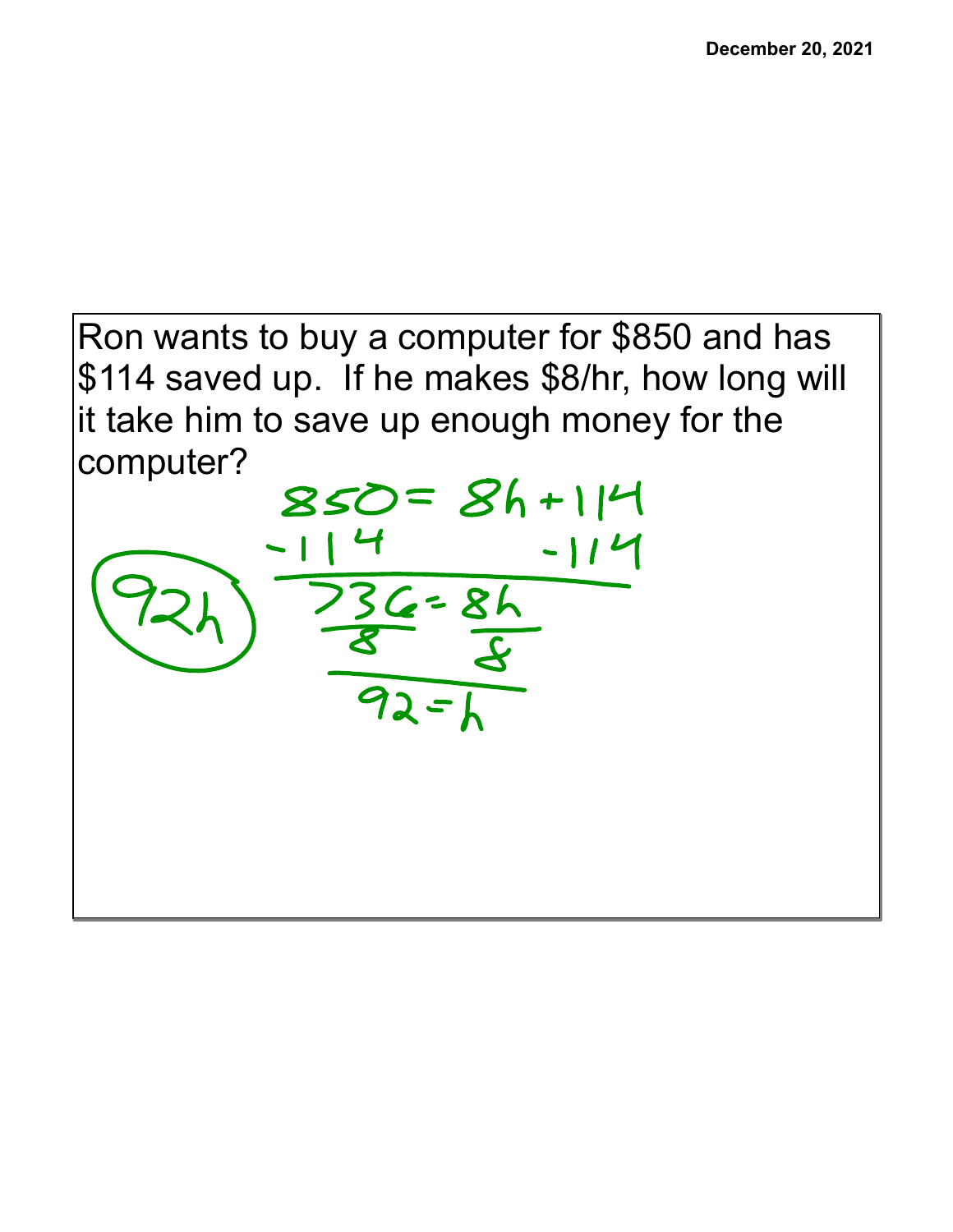Ron wants to buy a computer for $850 and has $114 saved up. If he makes $8/hr, how long will it take him to save up enough money for the computer?

$$850 = 8h + 114$$

$$-114 \qquad\qquad -114$$

$$736 = 8h$$

$$\frac{736}{8} = \frac{8h}{8}$$

$$92 = h$$

**92h**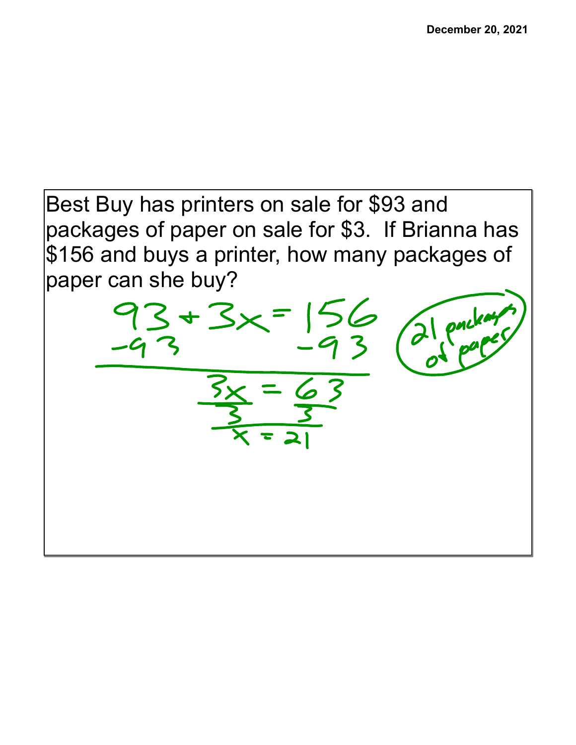December 20, 2021

Best Buy has printers on sale for $93 and packages of paper on sale for $3. If Brianna has $156 and buys a printer, how many packages of paper can she buy?

$$93 + 3x = 156$$

$$-93 \qquad\qquad -93$$

$$3x = 63$$

$$\frac{3x}{3} = \frac{63}{3}$$

$$x = 21$$

21 packages of paper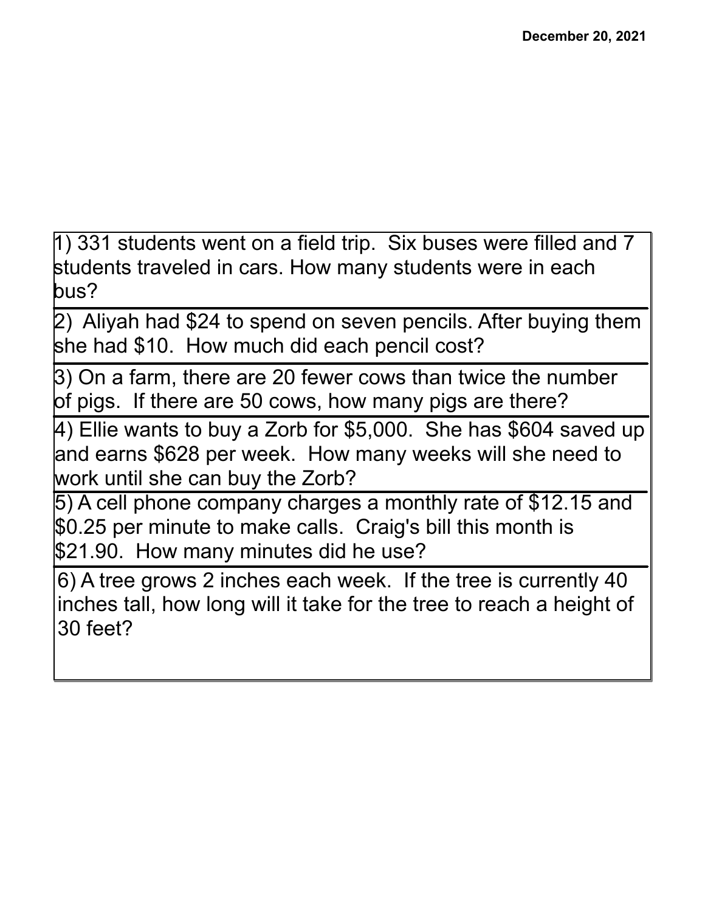December 20, 2021

1) 331 students went on a field trip. Six buses were filled and 7 students traveled in cars. How many students were in each bus?

2) Aliyah had $24 to spend on seven pencils. After buying them she had $10. How much did each pencil cost?

3) On a farm, there are 20 fewer cows than twice the number of pigs. If there are 50 cows, how many pigs are there?

4) Ellie wants to buy a Zorb for $5,000. She has $604 saved up and earns $628 per week. How many weeks will she need to work until she can buy the Zorb?

5) A cell phone company charges a monthly rate of $12.15 and $0.25 per minute to make calls. Craig's bill this month is $21.90. How many minutes did he use?

6) A tree grows 2 inches each week. If the tree is currently 40 inches tall, how long will it take for the tree to reach a height of 30 feet?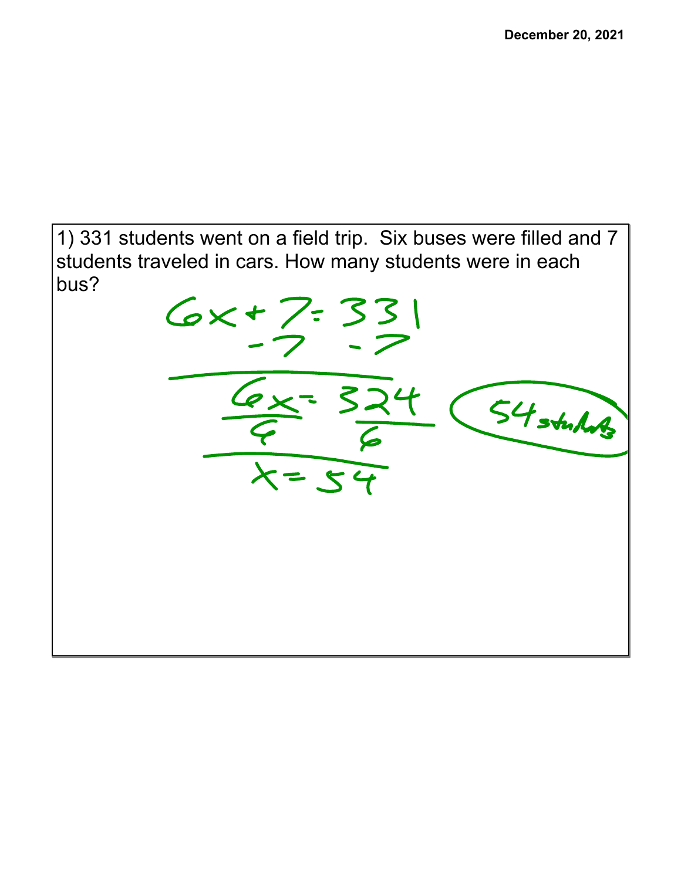1) 331 students went on a field trip. Six buses were filled and 7 students traveled in cars. How many students were in each bus?

$$6x + 7 = 331$$

$$-7 \quad -7$$

$$6x = 324$$

$$\frac{6x}{6} = \frac{324}{6}$$

$$x = 54$$

54 students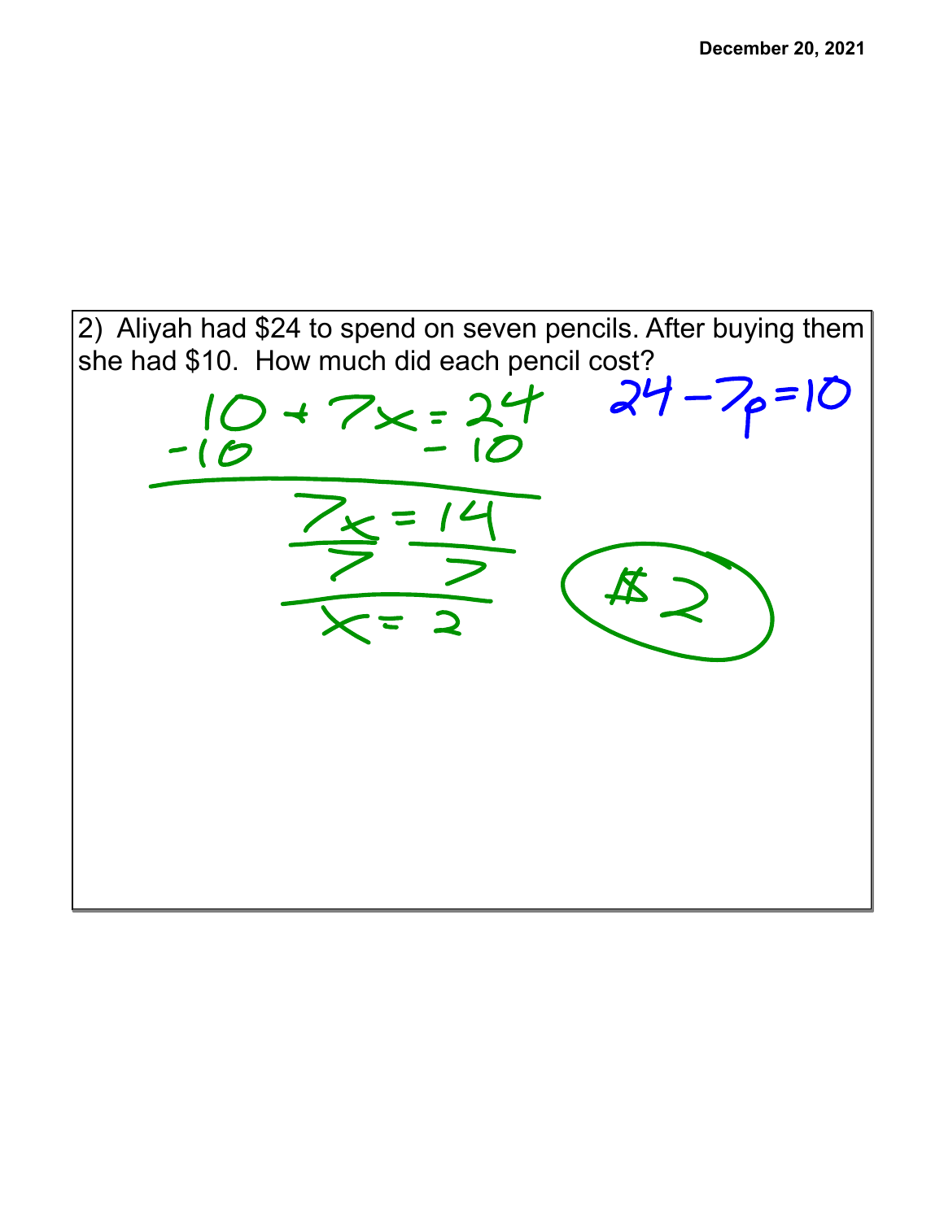December 20, 2021

2) Aliyah had $24 to spend on seven pencils. After buying them she had $10. How much did each pencil cost?

$$24 - 7p = 10$$

$$10 + 7x = 24$$
$$-10 \qquad -10$$

$$7x = 14$$

$$\frac{7x}{7} = \frac{14}{7}$$

$$x = 2$$

**$2**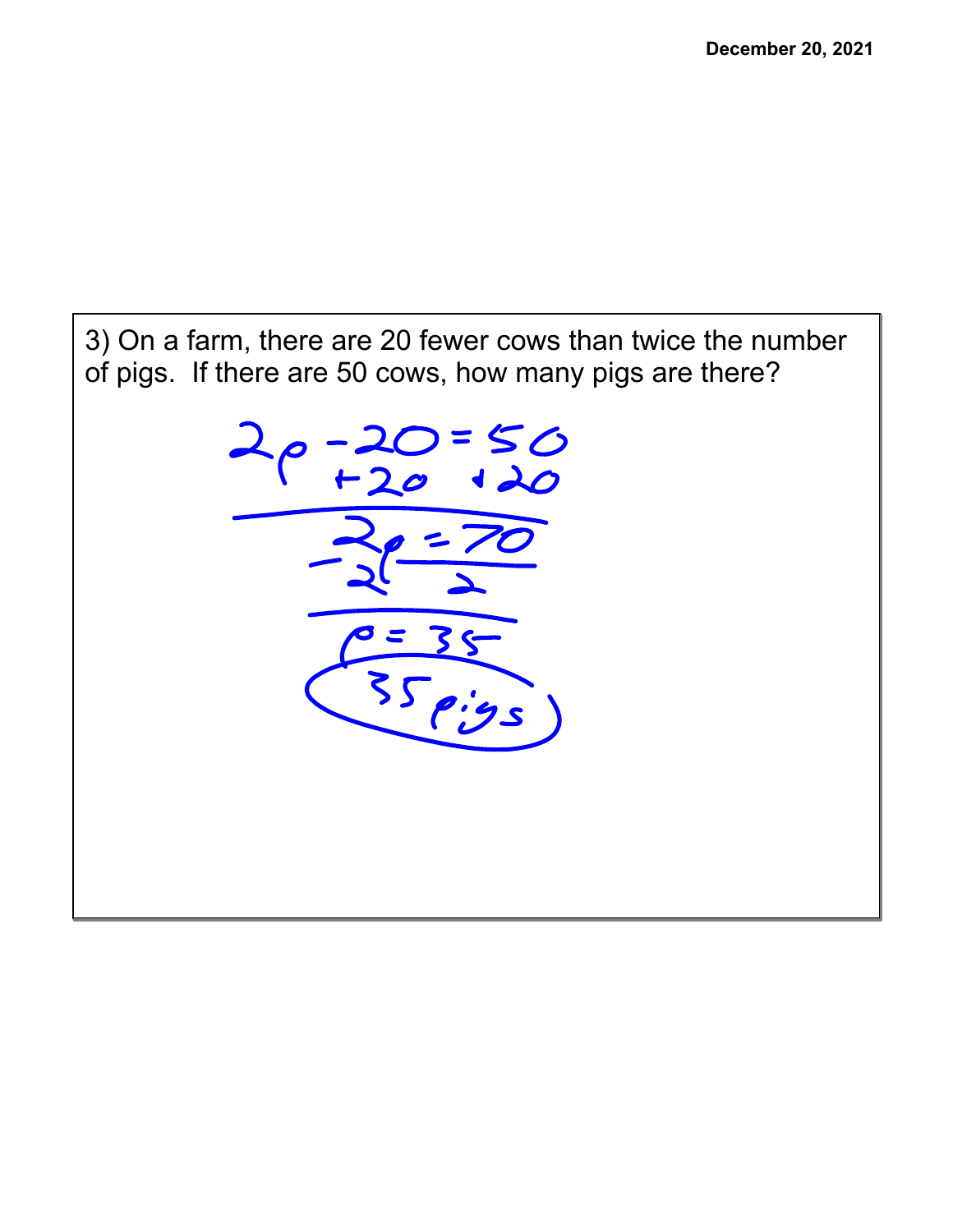3) On a farm, there are 20 fewer cows than twice the number of pigs. If there are 50 cows, how many pigs are there?

$$2p - 20 = 50$$

$$+20 \quad +20$$

$$2p = 70$$

$$\frac{2p}{2} = \frac{70}{2}$$

$$p = 35$$

35 pigs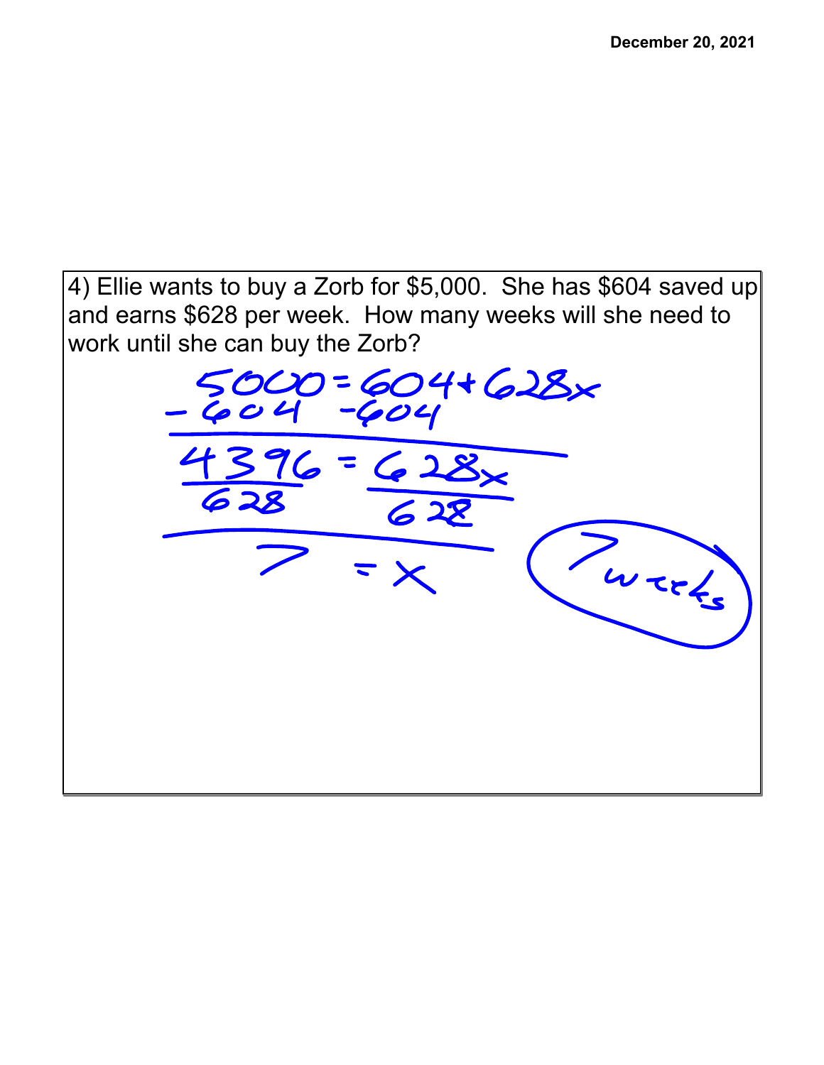December 20, 2021

4) Ellie wants to buy a Zorb for $5,000. She has $604 saved up and earns $628 per week. How many weeks will she need to work until she can buy the Zorb?

$$5000 = 604 + 628x$$

$$-604 \quad -604$$

$$4396 = 628x$$

$$\frac{4396}{628} = \frac{628x}{628}$$

$$7 = x$$

7 weeks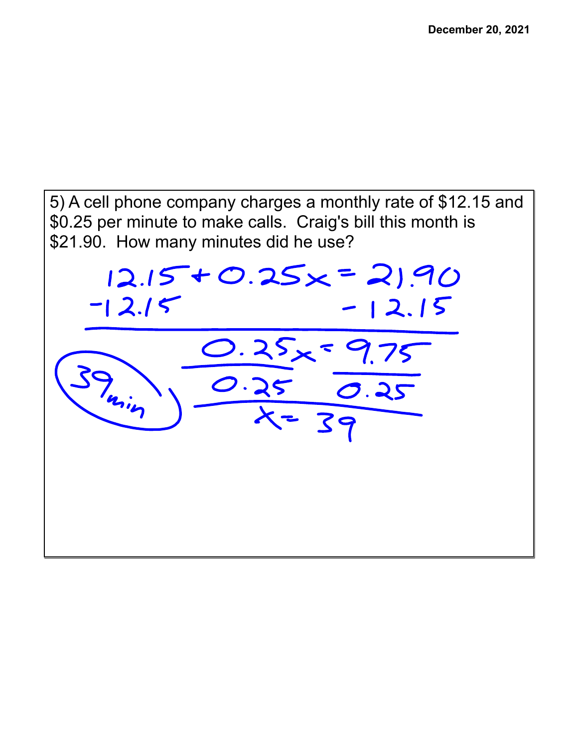December 20, 2021

5) A cell phone company charges a monthly rate of $12.15 and $0.25 per minute to make calls. Craig's bill this month is $21.90. How many minutes did he use?

$$12.15 + 0.25x = 21.90$$

$$-12.15 \qquad\qquad -12.15$$

$$0.25x = 9.75$$

$$\frac{0.25x}{0.25} = \frac{9.75}{0.25}$$

$$x = 39$$

39 min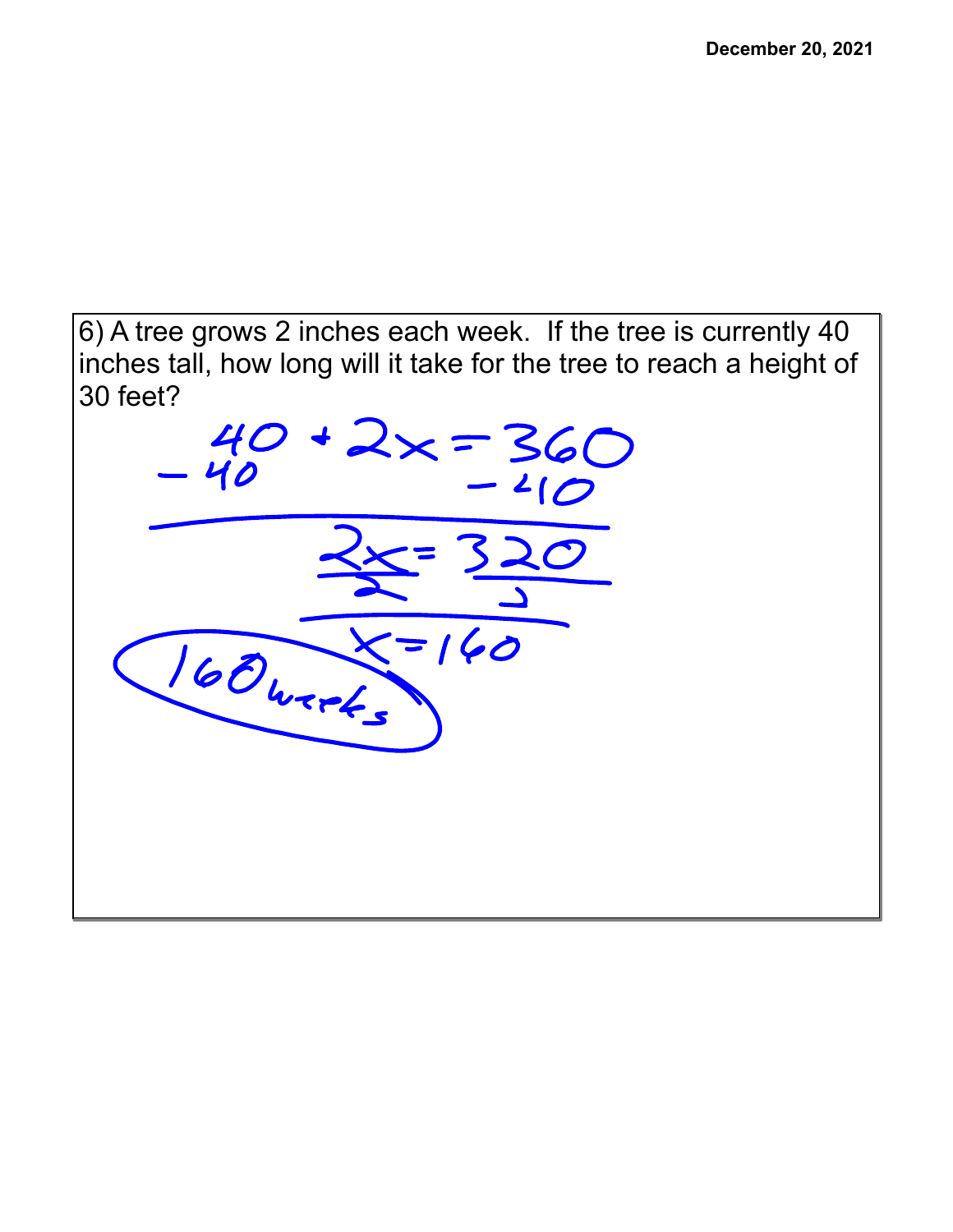6) A tree grows 2 inches each week. If the tree is currently 40 inches tall, how long will it take for the tree to reach a height of 30 feet?

$$40 + 2x = 360$$

$$-40 \qquad\qquad -40$$

$$2x = 320$$

$$\frac{2x}{2} = \frac{320}{2}$$

$$x = 160$$

160 weeks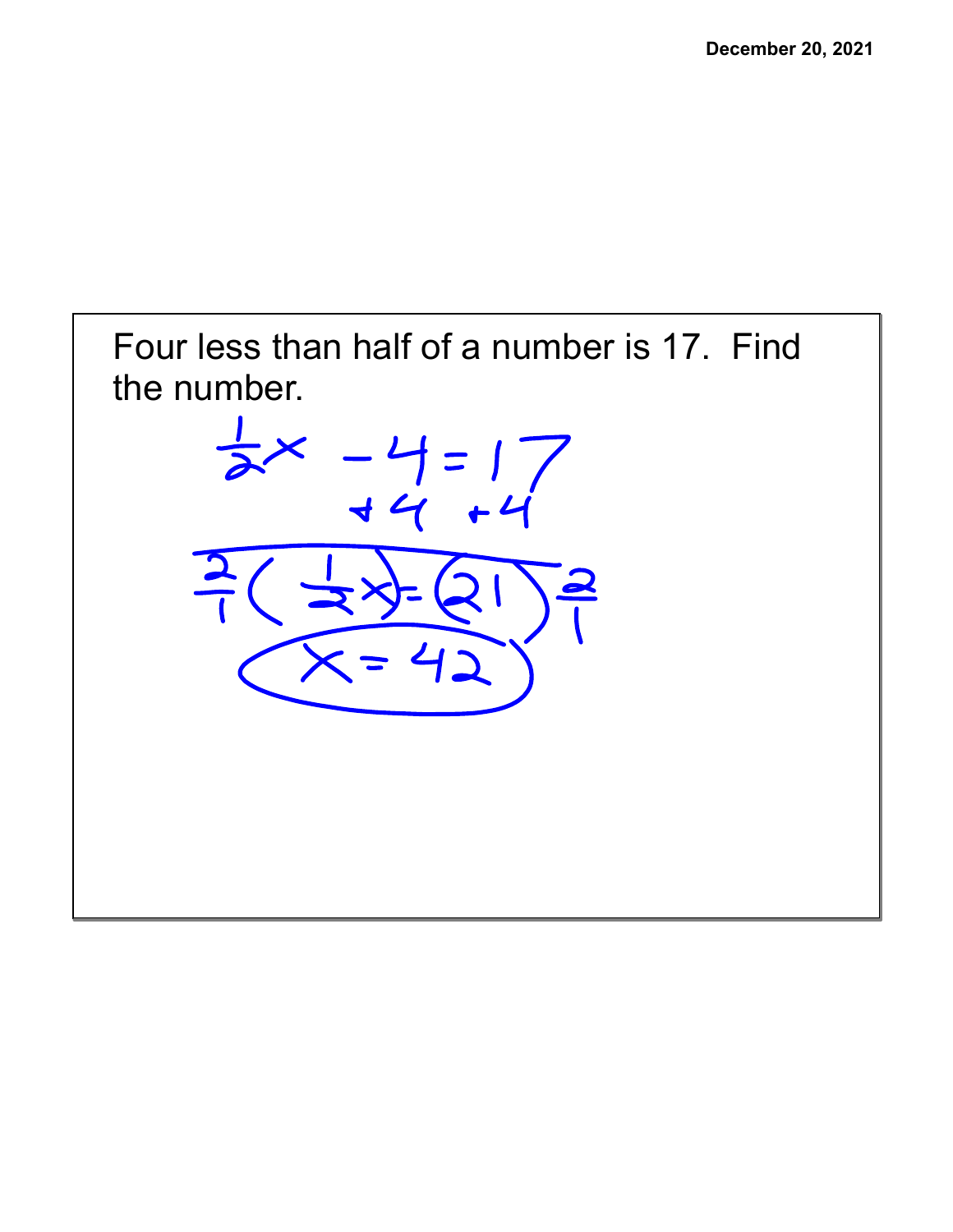December 20, 2021

Four less than half of a number is 17. Find the number.

$$\frac{1}{2}x - 4 = 17$$

$$+4 \quad +4$$

$$\frac{2}{1}\left(\frac{1}{2}x\right) = (21)\frac{2}{1}$$

$$x = 42$$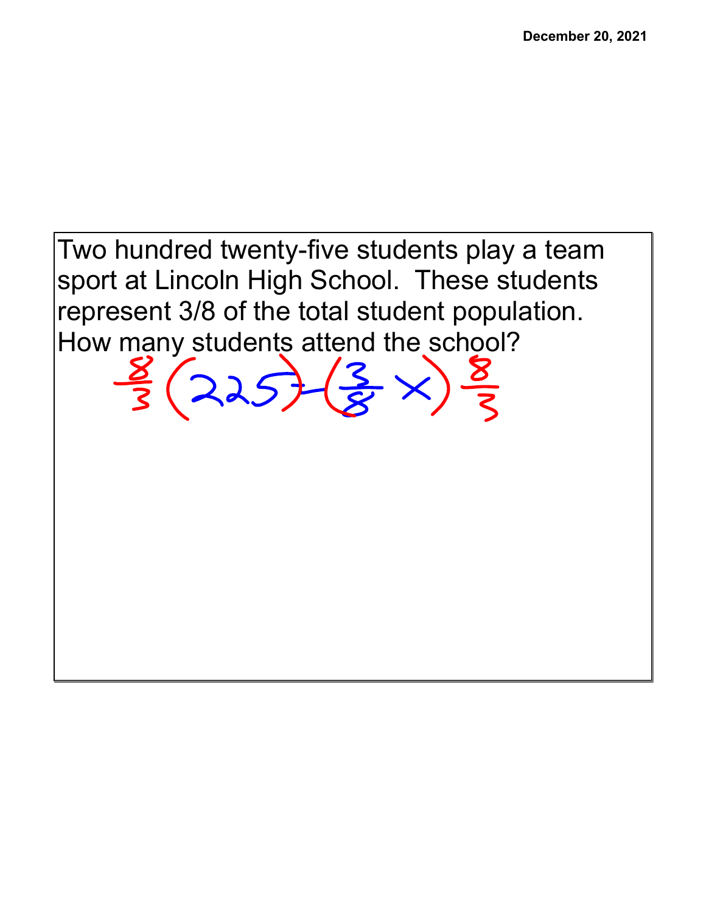Two hundred twenty-five students play a team sport at Lincoln High School. These students represent 3/8 of the total student population. How many students attend the school?

$$\frac{8}{3}(225) = \left(\frac{3}{8}x\right)\frac{8}{3}$$